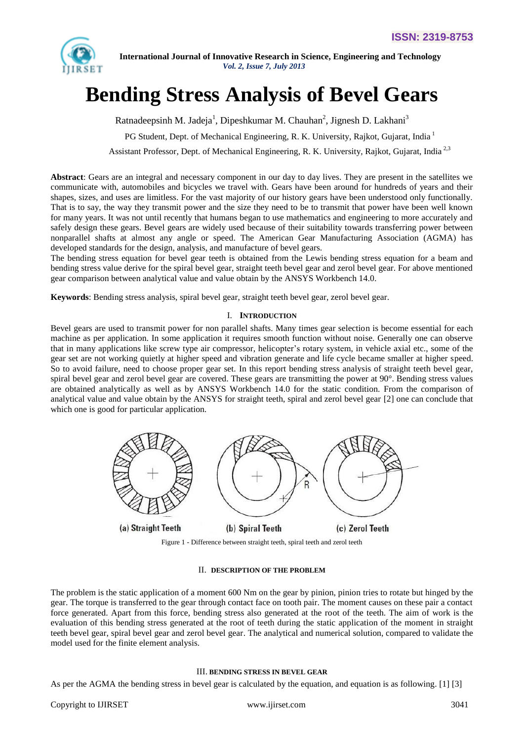# Bending Stress Analysis of Bevel Gears

Ratnadeepsinh M. Jadeja[1], Dipeshkumar M. Chauhan[2], Jignesh D. Lakhani[3]

PG Student, Dept. of Mechanical Engineering, R. K. University, Rajkot, Gujarat, India [1]

Assistant Professor, Dept. of Mechanical Engineering, R. K. University, Rajkot, Gujarat, India [2,3]

**Abstract**: Gears are an integral and necessary component in our day to day lives. They are present in the satellites we communicate with, automobiles and bicycles we travel with. Gears have been around for hundreds of years and their shapes, sizes, and uses are limitless. For the vast majority of our history gears have been understood only functionally. That is to say, the way they transmit power and the size they need to be to transmit that power have been well known for many years. It was not until recently that humans began to use mathematics and engineering to more accurately and safely design these gears. Bevel gears are widely used because of their suitability towards transferring power between nonparallel shafts at almost any angle or speed. The American Gear Manufacturing Association (AGMA) has developed standards for the design, analysis, and manufacture of bevel gears.
The bending stress equation for bevel gear teeth is obtained from the Lewis bending stress equation for a beam and bending stress value derive for the spiral bevel gear, straight teeth bevel gear and zerol bevel gear. For above mentioned gear comparison between analytical value and value obtain by the ANSYS Workbench 14.0.

**Keywords**: Bending stress analysis, spiral bevel gear, straight teeth bevel gear, zerol bevel gear.

## I. INTRODUCTION

Bevel gears are used to transmit power for non parallel shafts. Many times gear selection is become essential for each machine as per application. In some application it requires smooth function without noise. Generally one can observe that in many applications like screw type air compressor, helicopter's rotary system, in vehicle axial etc., some of the gear set are not working quietly at higher speed and vibration generate and life cycle became smaller at higher speed. So to avoid failure, need to choose proper gear set. In this report bending stress analysis of straight teeth bevel gear, spiral bevel gear and zerol bevel gear are covered. These gears are transmitting the power at 90°. Bending stress values are obtained analytically as well as by ANSYS Workbench 14.0 for the static condition. From the comparison of analytical value and value obtain by the ANSYS for straight teeth, spiral and zerol bevel gear [2] one can conclude that which one is good for particular application.

(a) Straight Teeth (b) Spiral Teeth (c) Zerol Teeth

Figure 1 - Difference between straight teeth, spiral teeth and zerol teeth

## II. DESCRIPTION OF THE PROBLEM

The problem is the static application of a moment 600 Nm on the gear by pinion, pinion tries to rotate but hinged by the gear. The torque is transferred to the gear through contact face on tooth pair. The moment causes on these pair a contact force generated. Apart from this force, bending stress also generated at the root of the teeth. The aim of work is the evaluation of this bending stress generated at the root of teeth during the static application of the moment in straight teeth bevel gear, spiral bevel gear and zerol bevel gear. The analytical and numerical solution, compared to validate the model used for the finite element analysis.

## III. BENDING STRESS IN BEVEL GEAR

As per the AGMA the bending stress in bevel gear is calculated by the equation, and equation is as following. [1] [3]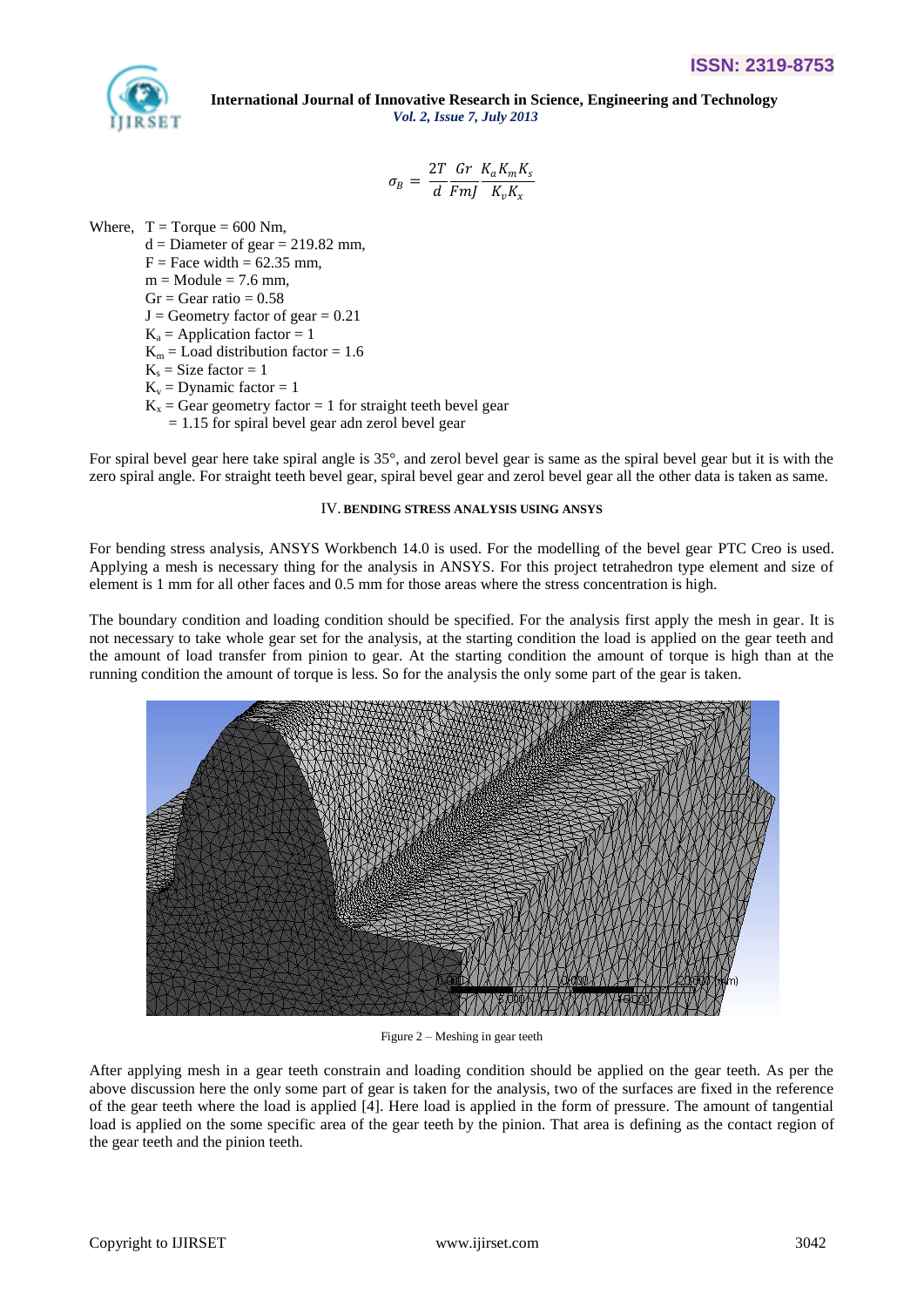$$\sigma_B = \frac{2T}{d}\frac{Gr}{FmJ}\frac{K_a K_m K_s}{K_v K_x}$$

Where, $T$ = Torque = 600 Nm,
$d$ = Diameter of gear = 219.82 mm,
$F$ = Face width = 62.35 mm,
$m$ = Module = 7.6 mm,
$Gr$ = Gear ratio = 0.58
$J$ = Geometry factor of gear = 0.21
$K_a$ = Application factor = 1
$K_m$ = Load distribution factor = 1.6
$K_s$ = Size factor = 1
$K_v$ = Dynamic factor = 1
$K_x$ = Gear geometry factor = 1 for straight teeth bevel gear
= 1.15 for spiral bevel gear adn zerol bevel gear

For spiral bevel gear here take spiral angle is 35°, and zerol bevel gear is same as the spiral bevel gear but it is with the zero spiral angle. For straight teeth bevel gear, spiral bevel gear and zerol bevel gear all the other data is taken as same.

## IV. BENDING STRESS ANALYSIS USING ANSYS

For bending stress analysis, ANSYS Workbench 14.0 is used. For the modelling of the bevel gear PTC Creo is used. Applying a mesh is necessary thing for the analysis in ANSYS. For this project tetrahedron type element and size of element is 1 mm for all other faces and 0.5 mm for those areas where the stress concentration is high.

The boundary condition and loading condition should be specified. For the analysis first apply the mesh in gear. It is not necessary to take whole gear set for the analysis, at the starting condition the load is applied on the gear teeth and the amount of load transfer from pinion to gear. At the starting condition the amount of torque is high than at the running condition the amount of torque is less. So for the analysis the only some part of the gear is taken.

Figure 2 – Meshing in gear teeth

After applying mesh in a gear teeth constrain and loading condition should be applied on the gear teeth. As per the above discussion here the only some part of gear is taken for the analysis, two of the surfaces are fixed in the reference of the gear teeth where the load is applied [4]. Here load is applied in the form of pressure. The amount of tangential load is applied on the some specific area of the gear teeth by the pinion. That area is defining as the contact region of the gear teeth and the pinion teeth.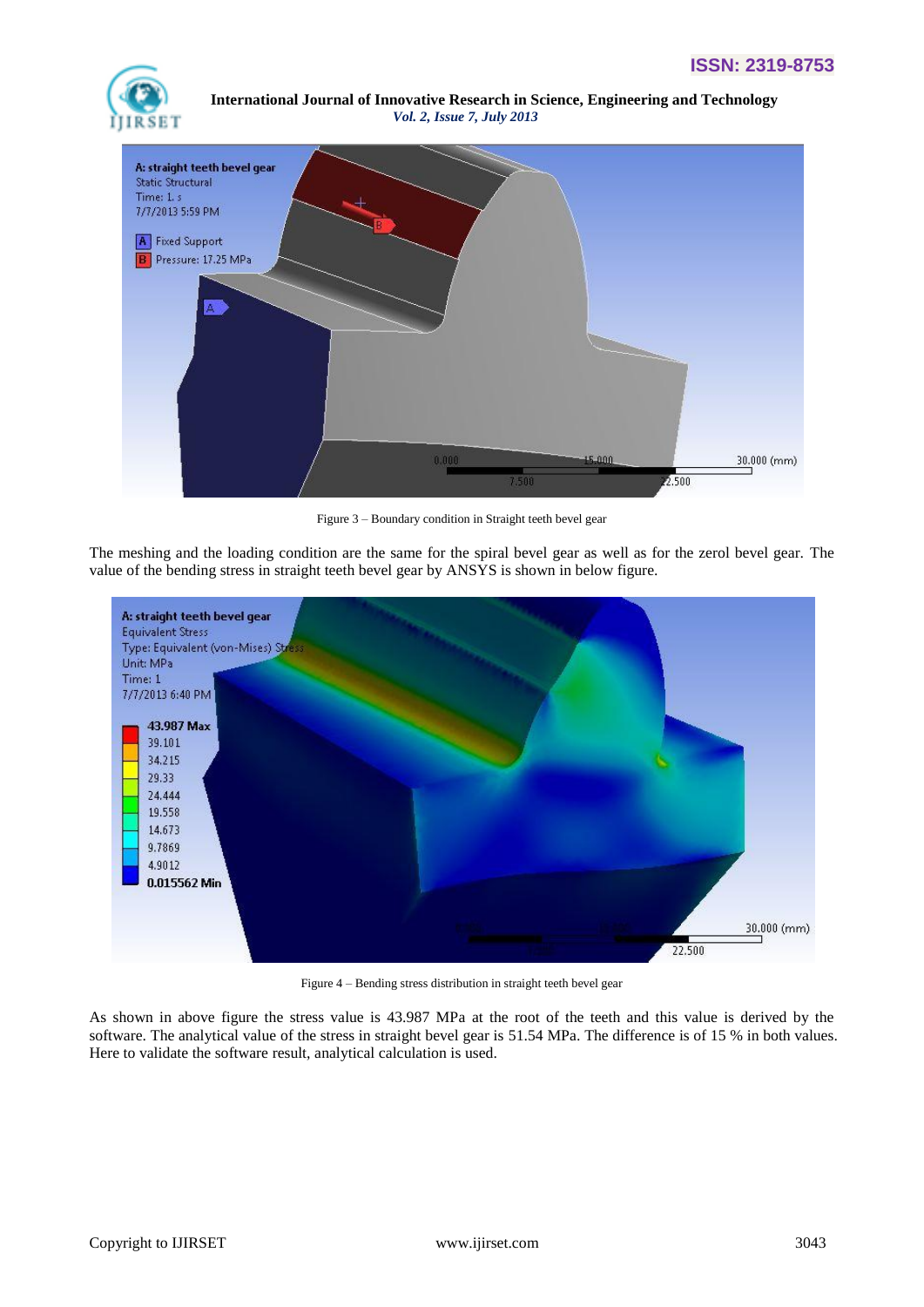Figure 3 – Boundary condition in Straight teeth bevel gear

The meshing and the loading condition are the same for the spiral bevel gear as well as for the zerol bevel gear. The value of the bending stress in straight teeth bevel gear by ANSYS is shown in below figure.

Figure 4 – Bending stress distribution in straight teeth bevel gear

As shown in above figure the stress value is 43.987 MPa at the root of the teeth and this value is derived by the software. The analytical value of the stress in straight bevel gear is 51.54 MPa. The difference is of 15 % in both values. Here to validate the software result, analytical calculation is used.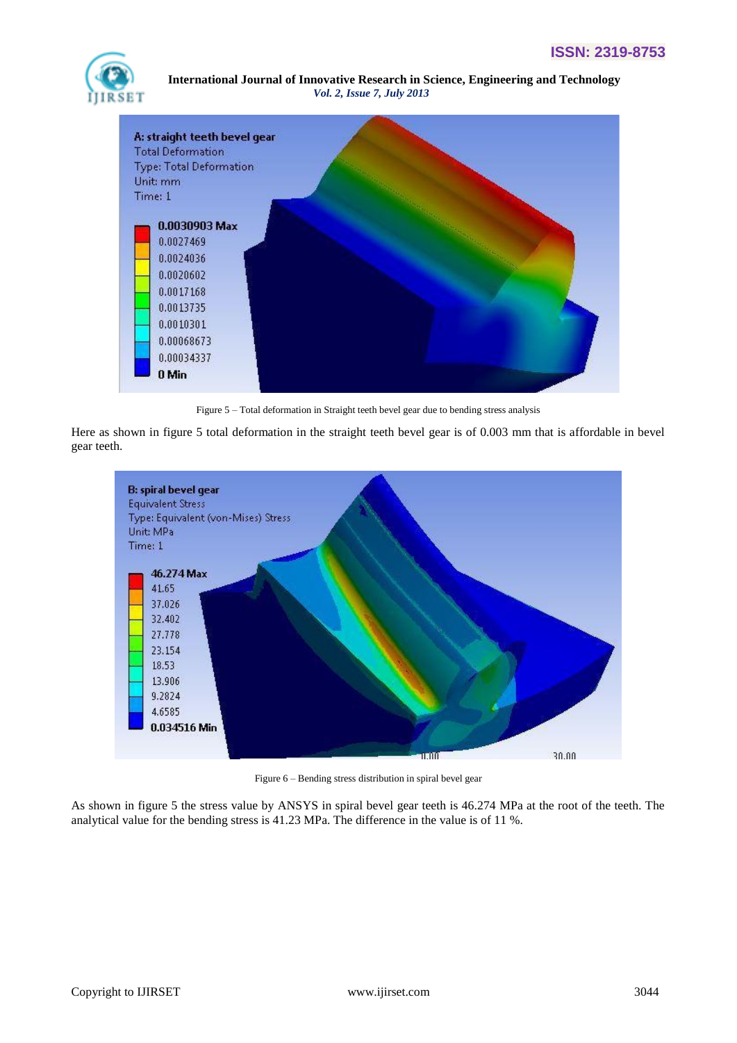Figure 5 – Total deformation in Straight teeth bevel gear due to bending stress analysis

Here as shown in figure 5 total deformation in the straight teeth bevel gear is of 0.003 mm that is affordable in bevel gear teeth.

Figure 6 – Bending stress distribution in spiral bevel gear

As shown in figure 5 the stress value by ANSYS in spiral bevel gear teeth is 46.274 MPa at the root of the teeth. The analytical value for the bending stress is 41.23 MPa. The difference in the value is of 11 %.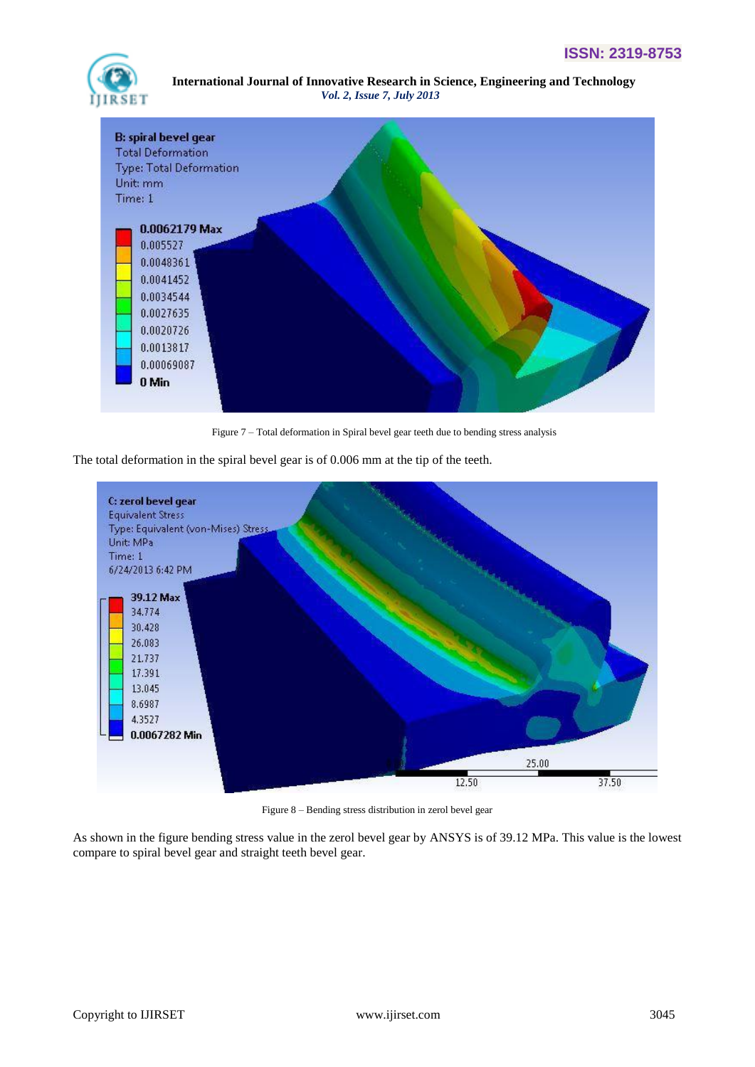Figure 7 – Total deformation in Spiral bevel gear teeth due to bending stress analysis

The total deformation in the spiral bevel gear is of 0.006 mm at the tip of the teeth.

Figure 8 – Bending stress distribution in zerol bevel gear

As shown in the figure bending stress value in the zerol bevel gear by ANSYS is of 39.12 MPa. This value is the lowest compare to spiral bevel gear and straight teeth bevel gear.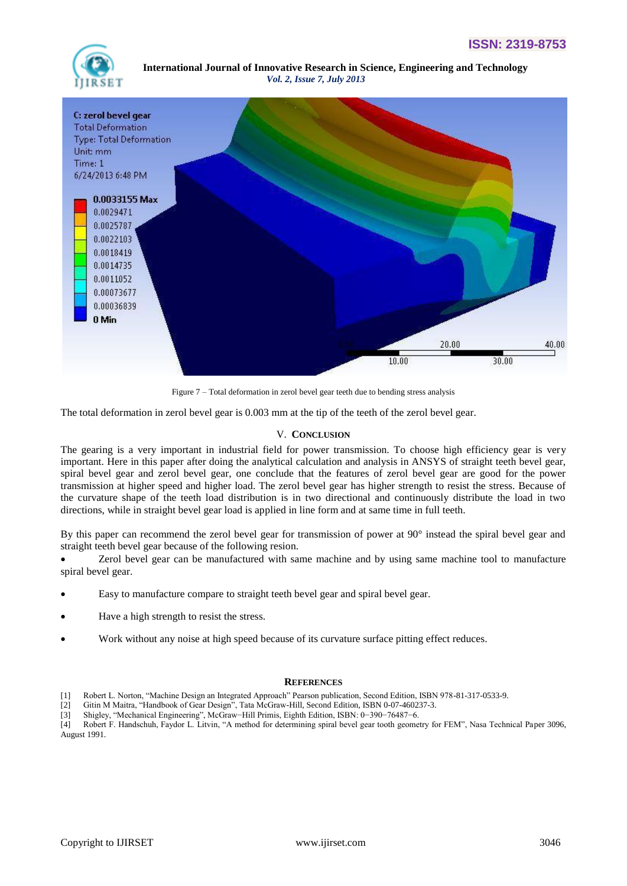C: zerol bevel gear
Total Deformation
Type: Total Deformation
Unit: mm
Time: 1
6/24/2013 6:48 PM

0.0033155 Max
0.0029471
0.0025787
0.0022103
0.0018419
0.0014735
0.0011052
0.00073677
0.00036839
0 Min

0.00
10.00
20.00
30.00
40.00

Figure 7 – Total deformation in zerol bevel gear teeth due to bending stress analysis

The total deformation in zerol bevel gear is 0.003 mm at the tip of the teeth of the zerol bevel gear.

## V. CONCLUSION

The gearing is a very important in industrial field for power transmission. To choose high efficiency gear is very important. Here in this paper after doing the analytical calculation and analysis in ANSYS of straight teeth bevel gear, spiral bevel gear and zerol bevel gear, one conclude that the features of zerol bevel gear are good for the power transmission at higher speed and higher load. The zerol bevel gear has higher strength to resist the stress. Because of the curvature shape of the teeth load distribution is in two directional and continuously distribute the load in two directions, while in straight bevel gear load is applied in line form and at same time in full teeth.

By this paper can recommend the zerol bevel gear for transmission of power at 90° instead the spiral bevel gear and straight teeth bevel gear because of the following resion.

- Zerol bevel gear can be manufactured with same machine and by using same machine tool to manufacture spiral bevel gear.
- Easy to manufacture compare to straight teeth bevel gear and spiral bevel gear.
- Have a high strength to resist the stress.
- Work without any noise at high speed because of its curvature surface pitting effect reduces.

## REFERENCES

[1] Robert L. Norton, "Machine Design an Integrated Approach" Pearson publication, Second Edition, ISBN 978-81-317-0533-9.
[2] Gitin M Maitra, "Handbook of Gear Design", Tata McGraw-Hill, Second Edition, ISBN 0-07-460237-3.
[3] Shigley, "Mechanical Engineering", McGraw−Hill Primis, Eighth Edition, ISBN: 0−390−76487−6.
[4] Robert F. Handschuh, Faydor L. Litvin, "A method for determining spiral bevel gear tooth geometry for FEM", Nasa Technical Paper 3096, August 1991.